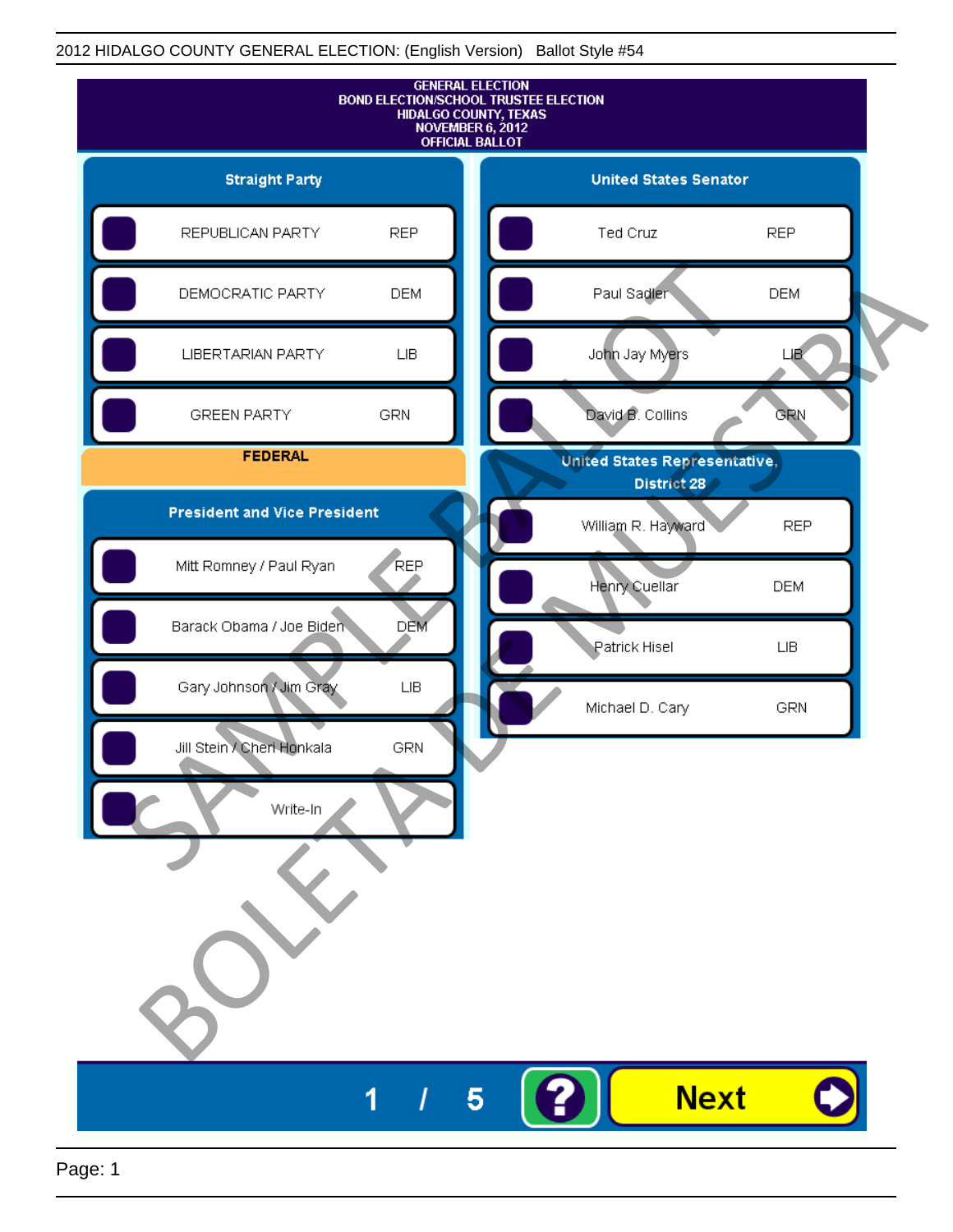2012 HIDALGO COUNTY GENERAL ELECTION: (English Version) Ballot Style #54

# GENERAL ELECTION
# BOND ELECTION/SCHOOL TRUSTEE ELECTION
# HIDALGO COUNTY, TEXAS
# NOVEMBER 6, 2012
# OFFICIAL BALLOT

## Straight Party

| Candidate | Party |
|---|---|
| REPUBLICAN PARTY | REP |
| DEMOCRATIC PARTY | DEM |
| LIBERTARIAN PARTY | LIB |
| GREEN PARTY | GRN |

## FEDERAL

### President and Vice President

| Candidate | Party |
|---|---|
| Mitt Romney / Paul Ryan | REP |
| Barack Obama / Joe Biden | DEM |
| Gary Johnson / Jim Gray | LIB |
| Jill Stein / Cheri Honkala | GRN |
| Write-In | |

### United States Senator

| Candidate | Party |
|---|---|
| Ted Cruz | REP |
| Paul Sadler | DEM |
| John Jay Myers | LIB |
| David B. Collins | GRN |

### United States Representative, District 28

| Candidate | Party |
|---|---|
| William R. Hayward | REP |
| Henry Cuellar | DEM |
| Patrick Hisel | LIB |
| Michael D. Cary | GRN |

SAMPLE BALLOT
BOLETA DE MUESTRA

1 / 5

?

Next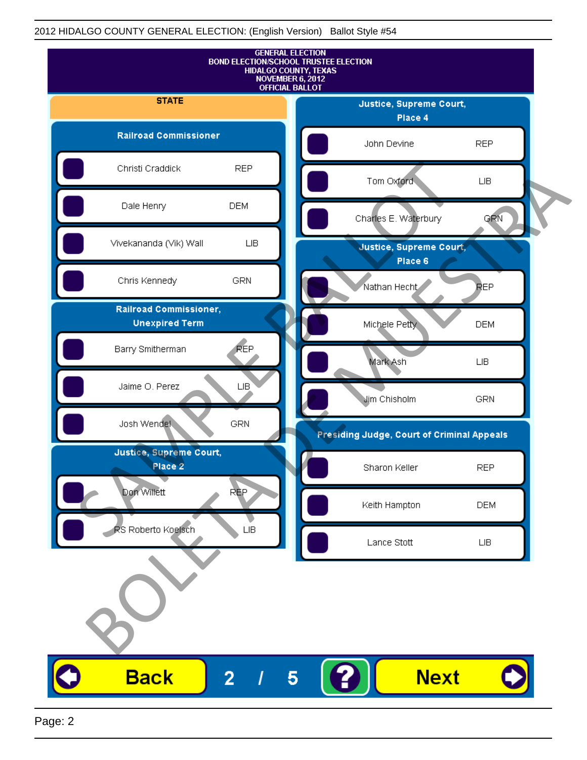2012 HIDALGO COUNTY GENERAL ELECTION: (English Version) Ballot Style #54

**GENERAL ELECTION**
**BOND ELECTION/SCHOOL TRUSTEE ELECTION**
**HIDALGO COUNTY, TEXAS**
**NOVEMBER 6, 2012**
**OFFICIAL BALLOT**

## STATE

### Railroad Commissioner

| Candidate | Party |
|---|---|
| Christi Craddick | REP |
| Dale Henry | DEM |
| Vivekananda (Vik) Wall | LIB |
| Chris Kennedy | GRN |

### Railroad Commissioner, Unexpired Term

| Candidate | Party |
|---|---|
| Barry Smitherman | REP |
| Jaime O. Perez | LIB |
| Josh Wendel | GRN |

### Justice, Supreme Court, Place 2

| Candidate | Party |
|---|---|
| Don Willett | REP |
| RS Roberto Koelsch | LIB |

### Justice, Supreme Court, Place 4

| Candidate | Party |
|---|---|
| John Devine | REP |
| Tom Oxford | LIB |
| Charles E. Waterbury | GRN |

### Justice, Supreme Court, Place 6

| Candidate | Party |
|---|---|
| Nathan Hecht | REP |
| Michele Petty | DEM |
| Mark Ash | LIB |
| Jim Chisholm | GRN |

### Presiding Judge, Court of Criminal Appeals

| Candidate | Party |
|---|---|
| Sharon Keller | REP |
| Keith Hampton | DEM |
| Lance Stott | LIB |

SAMPLE BALLOT

BOLETA DE MUESTRA

Back 2 / 5 ? Next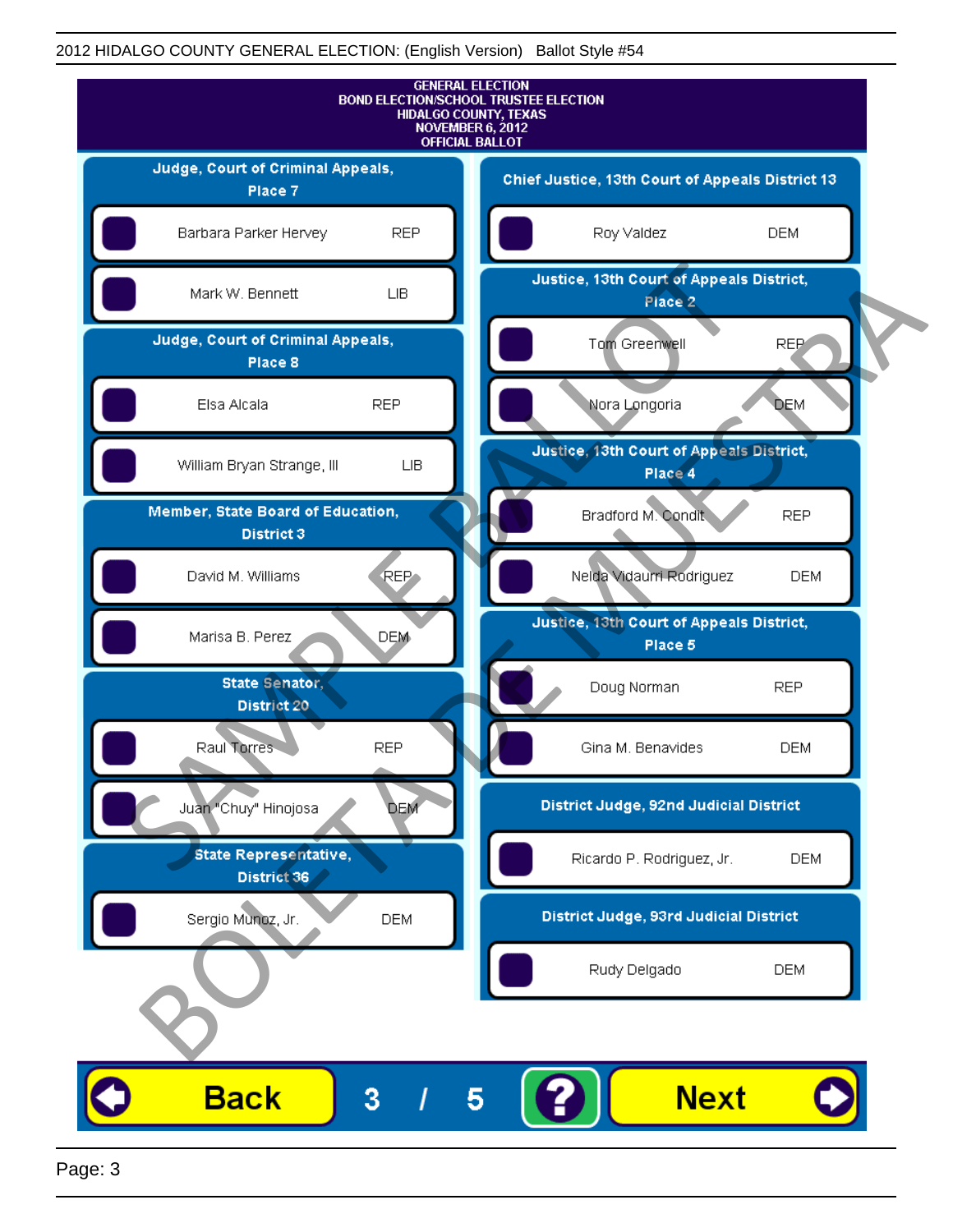2012 HIDALGO COUNTY GENERAL ELECTION: (English Version) Ballot Style #54

GENERAL ELECTION
BOND ELECTION/SCHOOL TRUSTEE ELECTION
HIDALGO COUNTY, TEXAS
NOVEMBER 6, 2012
OFFICIAL BALLOT

SAMPLE BALLOT / BOLETA DE MUESTRA

### Judge, Court of Criminal Appeals, Place 7

| Candidate | Party |
| --- | --- |
| Barbara Parker Hervey | REP |
| Mark W. Bennett | LIB |

### Judge, Court of Criminal Appeals, Place 8

| Candidate | Party |
| --- | --- |
| Elsa Alcala | REP |
| William Bryan Strange, III | LIB |

### Member, State Board of Education, District 3

| Candidate | Party |
| --- | --- |
| David M. Williams | REP |
| Marisa B. Perez | DEM |

### State Senator, District 20

| Candidate | Party |
| --- | --- |
| Raul Torres | REP |
| Juan "Chuy" Hinojosa | DEM |

### State Representative, District 36

| Candidate | Party |
| --- | --- |
| Sergio Munoz, Jr. | DEM |

### Chief Justice, 13th Court of Appeals District 13

| Candidate | Party |
| --- | --- |
| Roy Valdez | DEM |

### Justice, 13th Court of Appeals District, Place 2

| Candidate | Party |
| --- | --- |
| Tom Greenwell | REP |
| Nora Longoria | DEM |

### Justice, 13th Court of Appeals District, Place 4

| Candidate | Party |
| --- | --- |
| Bradford M. Condit | REP |
| Nelda Vidaurri Rodriguez | DEM |

### Justice, 13th Court of Appeals District, Place 5

| Candidate | Party |
| --- | --- |
| Doug Norman | REP |
| Gina M. Benavides | DEM |

### District Judge, 92nd Judicial District

| Candidate | Party |
| --- | --- |
| Ricardo P. Rodriguez, Jr. | DEM |

### District Judge, 93rd Judicial District

| Candidate | Party |
| --- | --- |
| Rudy Delgado | DEM |

Back 3 / 5 ? Next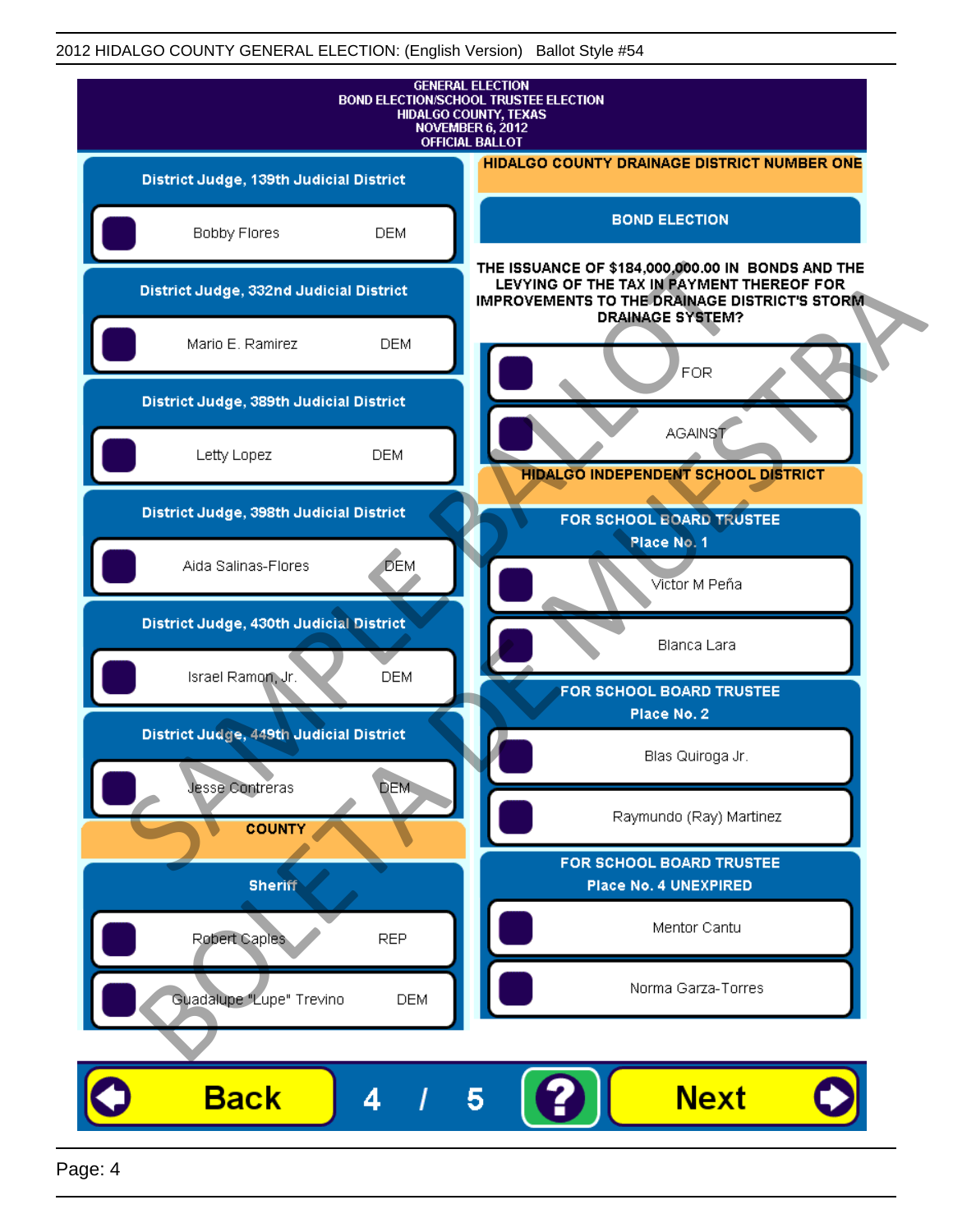2012 HIDALGO COUNTY GENERAL ELECTION: (English Version) Ballot Style #54

**GENERAL ELECTION**
**BOND ELECTION/SCHOOL TRUSTEE ELECTION**
**HIDALGO COUNTY, TEXAS**
**NOVEMBER 6, 2012**
**OFFICIAL BALLOT**

## District Judge, 139th Judicial District

- Bobby Flores — DEM

## District Judge, 332nd Judicial District

- Mario E. Ramirez — DEM

## District Judge, 389th Judicial District

- Letty Lopez — DEM

## District Judge, 398th Judicial District

- Aida Salinas-Flores — DEM

## District Judge, 430th Judicial District

- Israel Ramon, Jr. — DEM

## District Judge, 449th Judicial District

- Jesse Contreras — DEM

# COUNTY

## Sheriff

- Robert Caples — REP
- Guadalupe "Lupe" Trevino — DEM

# HIDALGO COUNTY DRAINAGE DISTRICT NUMBER ONE

## BOND ELECTION

**THE ISSUANCE OF $184,000,000.00 IN BONDS AND THE LEVYING OF THE TAX IN PAYMENT THEREOF FOR IMPROVEMENTS TO THE DRAINAGE DISTRICT'S STORM DRAINAGE SYSTEM?**

- FOR
- AGAINST

# HIDALGO INDEPENDENT SCHOOL DISTRICT

## FOR SCHOOL BOARD TRUSTEE Place No. 1

- Victor M Peña
- Blanca Lara

## FOR SCHOOL BOARD TRUSTEE Place No. 2

- Blas Quiroga Jr.
- Raymundo (Ray) Martinez

## FOR SCHOOL BOARD TRUSTEE Place No. 4 UNEXPIRED

- Mentor Cantu
- Norma Garza-Torres

SAMPLE BALLOT
BOLETA DE MUESTRA

Back 4 / 5 ? Next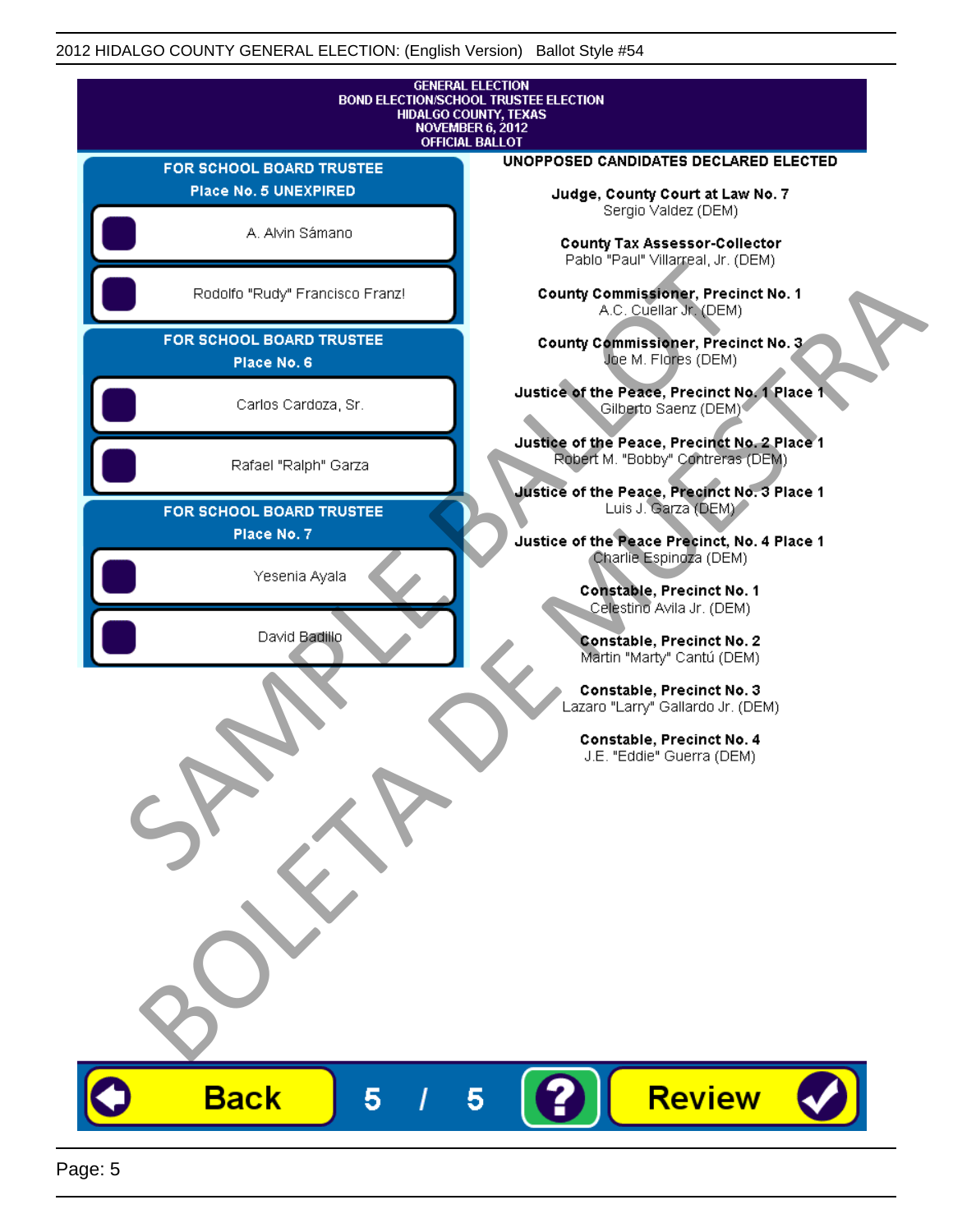2012 HIDALGO COUNTY GENERAL ELECTION: (English Version) Ballot Style #54

GENERAL ELECTION
BOND ELECTION/SCHOOL TRUSTEE ELECTION
HIDALGO COUNTY, TEXAS
NOVEMBER 6, 2012
OFFICIAL BALLOT

## FOR SCHOOL BOARD TRUSTEE Place No. 5 UNEXPIRED

- A. Alvin Sámano
- Rodolfo "Rudy" Francisco Franz!

## FOR SCHOOL BOARD TRUSTEE Place No. 6

- Carlos Cardoza, Sr.
- Rafael "Ralph" Garza

## FOR SCHOOL BOARD TRUSTEE Place No. 7

- Yesenia Ayala
- David Badillo

## UNOPPOSED CANDIDATES DECLARED ELECTED

**Judge, County Court at Law No. 7**
Sergio Valdez (DEM)

**County Tax Assessor-Collector**
Pablo "Paul" Villarreal, Jr. (DEM)

**County Commissioner, Precinct No. 1**
A.C. Cuellar Jr. (DEM)

**County Commissioner, Precinct No. 3**
Joe M. Flores (DEM)

**Justice of the Peace, Precinct No. 1 Place 1**
Gilberto Saenz (DEM)

**Justice of the Peace, Precinct No. 2 Place 1**
Robert M. "Bobby" Contreras (DEM)

**Justice of the Peace, Precinct No. 3 Place 1**
Luis J. Garza (DEM)

**Justice of the Peace Precinct, No. 4 Place 1**
Charlie Espinoza (DEM)

**Constable, Precinct No. 1**
Celestino Avila Jr. (DEM)

**Constable, Precinct No. 2**
Martin "Marty" Cantú (DEM)

**Constable, Precinct No. 3**
Lazaro "Larry" Gallardo Jr. (DEM)

**Constable, Precinct No. 4**
J.E. "Eddie" Guerra (DEM)

SAMPLE BALLOT
BOLETA DE MUESTRA

Back 5 / 5 ? Review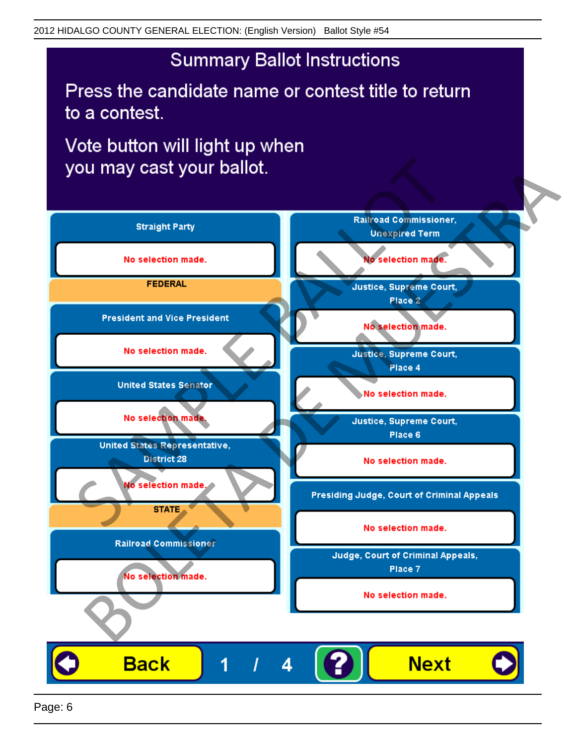2012 HIDALGO COUNTY GENERAL ELECTION: (English Version) Ballot Style #54

# Summary Ballot Instructions

Press the candidate name or contest title to return to a contest.

Vote button will light up when you may cast your ballot.

**Straight Party**

No selection made.

**FEDERAL**

**President and Vice President**

No selection made.

**United States Senator**

No selection made.

**United States Representative, District 28**

No selection made.

**STATE**

**Railroad Commissioner**

No selection made.

**Railroad Commissioner, Unexpired Term**

No selection made.

**Justice, Supreme Court, Place 2**

No selection made.

**Justice, Supreme Court, Place 4**

No selection made.

**Justice, Supreme Court, Place 6**

No selection made.

**Presiding Judge, Court of Criminal Appeals**

No selection made.

**Judge, Court of Criminal Appeals, Place 7**

No selection made.

Back 1 / 4 ? Next

SAMPLE BALLOT BOLETA DE MUESTRA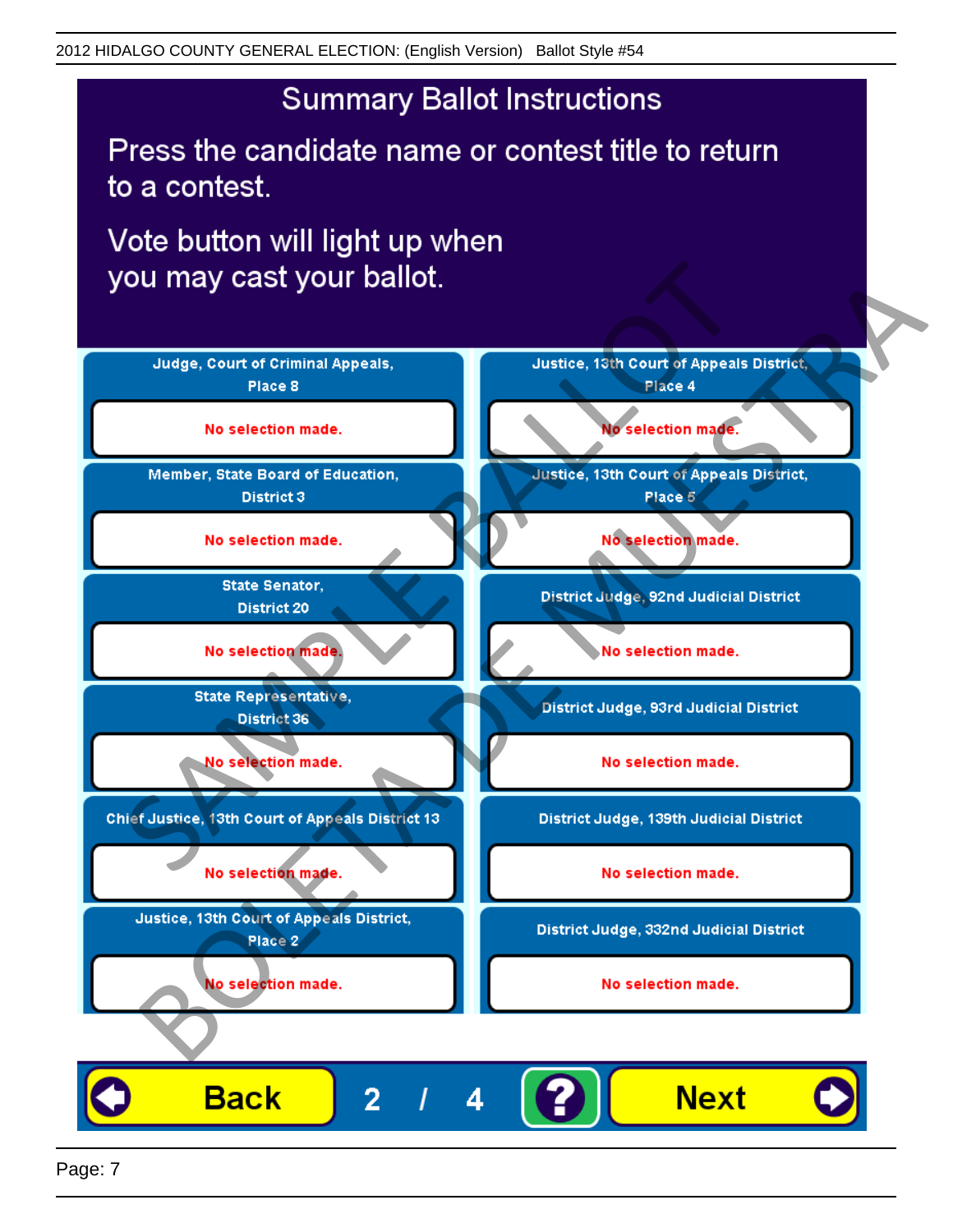2012 HIDALGO COUNTY GENERAL ELECTION: (English Version) Ballot Style #54

# Summary Ballot Instructions

Press the candidate name or contest title to return to a contest.

Vote button will light up when you may cast your ballot.

**Judge, Court of Criminal Appeals, Place 8**
No selection made.

**Justice, 13th Court of Appeals District, Place 4**
No selection made.

**Member, State Board of Education, District 3**
No selection made.

**Justice, 13th Court of Appeals District, Place 5**
No selection made.

**State Senator, District 20**
No selection made.

**District Judge, 92nd Judicial District**
No selection made.

**State Representative, District 36**
No selection made.

**District Judge, 93rd Judicial District**
No selection made.

**Chief Justice, 13th Court of Appeals District 13**
No selection made.

**District Judge, 139th Judicial District**
No selection made.

**Justice, 13th Court of Appeals District, Place 2**
No selection made.

**District Judge, 332nd Judicial District**
No selection made.

Back 2 / 4 ? Next

SAMPLE BALLOT BOLETA DE MUESTRA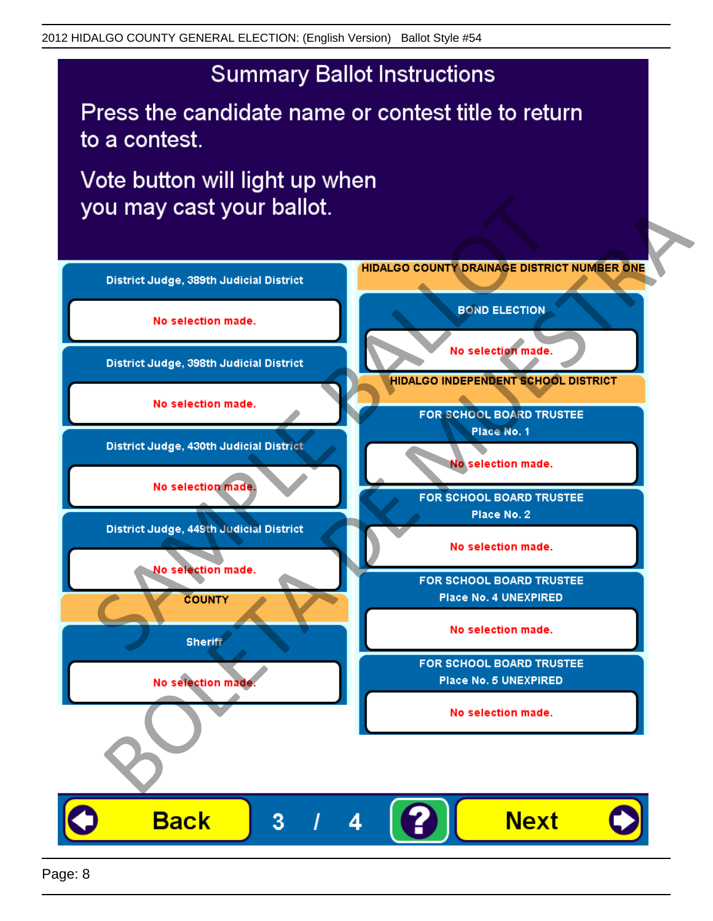# Summary Ballot Instructions

Press the candidate name or contest title to return to a contest.

Vote button will light up when you may cast your ballot.

**District Judge, 389th Judicial District**

No selection made.

**District Judge, 398th Judicial District**

No selection made.

**District Judge, 430th Judicial District**

No selection made.

**District Judge, 449th Judicial District**

No selection made.

**COUNTY**

**Sheriff**

No selection made.

**HIDALGO COUNTY DRAINAGE DISTRICT NUMBER ONE**

**BOND ELECTION**

No selection made.

**HIDALGO INDEPENDENT SCHOOL DISTRICT**

**FOR SCHOOL BOARD TRUSTEE Place No. 1**

No selection made.

**FOR SCHOOL BOARD TRUSTEE Place No. 2**

No selection made.

**FOR SCHOOL BOARD TRUSTEE Place No. 4 UNEXPIRED**

No selection made.

**FOR SCHOOL BOARD TRUSTEE Place No. 5 UNEXPIRED**

No selection made.

Back 3 / 4 ? Next

SAMPLE BALLOT BOLETA DE MUESTRA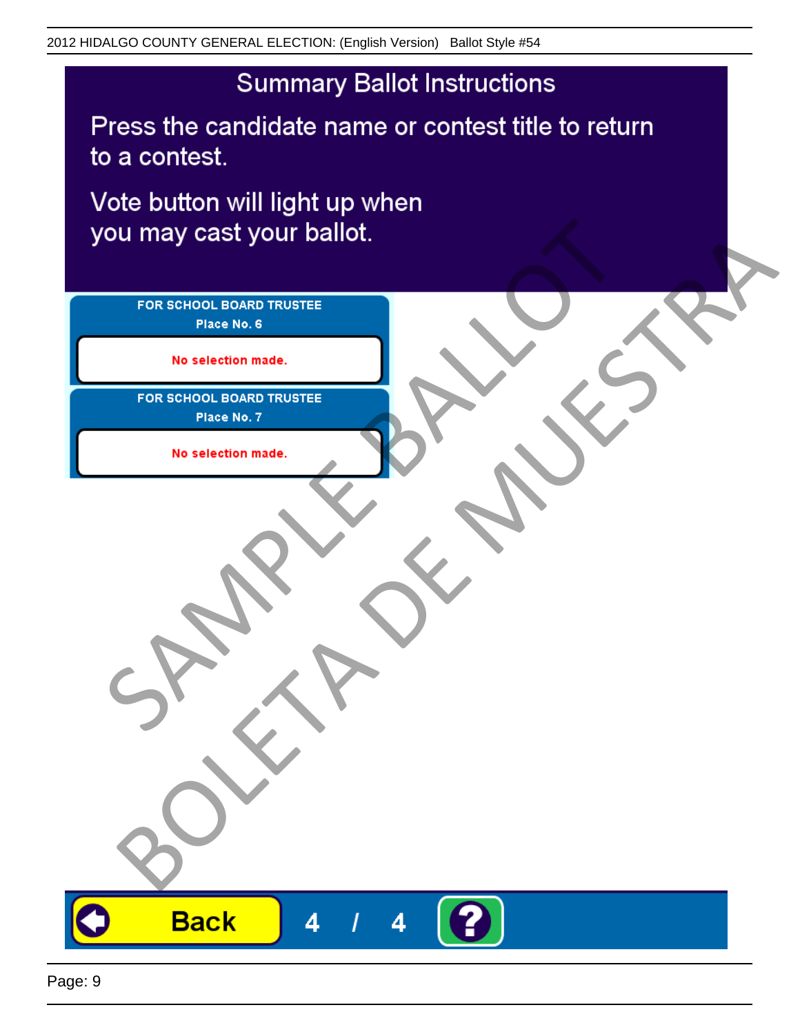## Summary Ballot Instructions

Press the candidate name or contest title to return to a contest.

Vote button will light up when you may cast your ballot.

**FOR SCHOOL BOARD TRUSTEE**
**Place No. 6**

No selection made.

**FOR SCHOOL BOARD TRUSTEE**
**Place No. 7**

No selection made.

SAMPLE BALLOT

BOLETA DE MUESTRA

Back

4 / 4

?